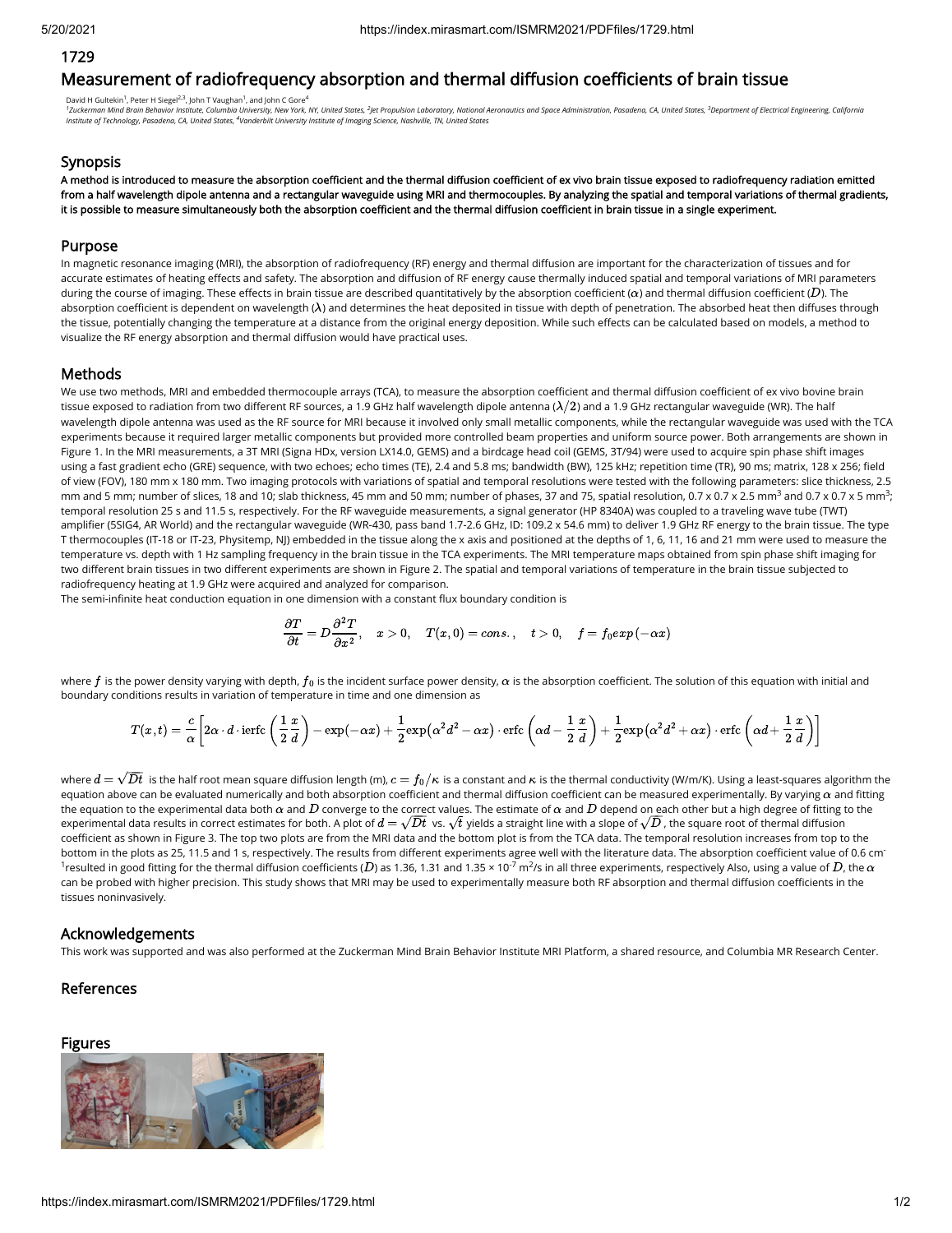# 1729

# Measurement of radiofrequency absorption and thermal diffusion coefficients of brain tissue

David H Gultekin[1], Peter H Siegel[2,3], John T Vaughan[1], and John C Gore[4]

[1]Zuckerman Mind Brain Behavior Institute, Columbia University, New York, NY, United States, [2]Jet Propulsion Laboratory, National Aeronautics and Space Administration, Pasadena, CA, United States, [3]Department of Electrical Engineering, California Institute of Technology, Pasadena, CA, United States, [4]Vanderbilt University Institute of Imaging Science, Nashville, TN, United States

## Synopsis

**A method is introduced to measure the absorption coefficient and the thermal diffusion coefficient of ex vivo brain tissue exposed to radiofrequency radiation emitted from a half wavelength dipole antenna and a rectangular waveguide using MRI and thermocouples. By analyzing the spatial and temporal variations of thermal gradients, it is possible to measure simultaneously both the absorption coefficient and the thermal diffusion coefficient in brain tissue in a single experiment.**

## Purpose

In magnetic resonance imaging (MRI), the absorption of radiofrequency (RF) energy and thermal diffusion are important for the characterization of tissues and for accurate estimates of heating effects and safety. The absorption and diffusion of RF energy cause thermally induced spatial and temporal variations of MRI parameters during the course of imaging. These effects in brain tissue are described quantitatively by the absorption coefficient ($\alpha$) and thermal diffusion coefficient ($D$). The absorption coefficient is dependent on wavelength ($\lambda$) and determines the heat deposited in tissue with depth of penetration. The absorbed heat then diffuses through the tissue, potentially changing the temperature at a distance from the original energy deposition. While such effects can be calculated based on models, a method to visualize the RF energy absorption and thermal diffusion would have practical uses.

## Methods

We use two methods, MRI and embedded thermocouple arrays (TCA), to measure the absorption coefficient and thermal diffusion coefficient of ex vivo bovine brain tissue exposed to radiation from two different RF sources, a 1.9 GHz half wavelength dipole antenna ($\lambda/2$) and a 1.9 GHz rectangular waveguide (WR). The half wavelength dipole antenna was used as the RF source for MRI because it involved only small metallic components, while the rectangular waveguide was used with the TCA experiments because it required larger metallic components but provided more controlled beam properties and uniform source power. Both arrangements are shown in Figure 1. In the MRI measurements, a 3T MRI (Signa HDx, version LX14.0, GEMS) and a birdcage head coil (GEMS, 3T/94) were used to acquire spin phase shift images using a fast gradient echo (GRE) sequence, with two echoes; echo times (TE), 2.4 and 5.8 ms; bandwidth (BW), 125 kHz; repetition time (TR), 90 ms; matrix, 128 x 256; field of view (FOV), 180 mm x 180 mm. Two imaging protocols with variations of spatial and temporal resolutions were tested with the following parameters: slice thickness, 2.5 mm and 5 mm; number of slices, 18 and 10; slab thickness, 45 mm and 50 mm; number of phases, 37 and 75, spatial resolution, 0.7 x 0.7 x 2.5 mm$^3$ and 0.7 x 0.7 x 5 mm$^3$; temporal resolution 25 s and 11.5 s, respectively. For the RF waveguide measurements, a signal generator (HP 8340A) was coupled to a traveling wave tube (TWT) amplifier (5SIG4, AR World) and the rectangular waveguide (WR-430, pass band 1.7-2.6 GHz, ID: 109.2 x 54.6 mm) to deliver 1.9 GHz RF energy to the brain tissue. The type T thermocouples (IT-18 or IT-23, Physitemp, NJ) embedded in the tissue along the x axis and positioned at the depths of 1, 6, 11, 16 and 21 mm were used to measure the temperature vs. depth with 1 Hz sampling frequency in the brain tissue in the TCA experiments. The MRI temperature maps obtained from spin phase shift imaging for two different brain tissues in two different experiments are shown in Figure 2. The spatial and temporal variations of temperature in the brain tissue subjected to radiofrequency heating at 1.9 GHz were acquired and analyzed for comparison.

The semi-infinite heat conduction equation in one dimension with a constant flux boundary condition is

$$\frac{\partial T}{\partial t} = D\frac{\partial^2 T}{\partial x^2}, \quad x > 0, \quad T(x, 0) = cons., \quad t > 0, \quad f = f_0 exp(-\alpha x)$$

where $f$ is the power density varying with depth, $f_0$ is the incident surface power density, $\alpha$ is the absorption coefficient. The solution of this equation with initial and boundary conditions results in variation of temperature in time and one dimension as

$$T(x,t) = \frac{c}{\alpha}\left[2\alpha \cdot d \cdot \mathrm{ierfc}\left(\frac{1}{2}\frac{x}{d}\right) - \exp(-\alpha x) + \frac{1}{2}\exp\left(\alpha^2 d^2 - \alpha x\right) \cdot \mathrm{erfc}\left(\alpha d - \frac{1}{2}\frac{x}{d}\right) + \frac{1}{2}\exp\left(\alpha^2 d^2 + \alpha x\right) \cdot \mathrm{erfc}\left(\alpha d + \frac{1}{2}\frac{x}{d}\right)\right]$$

where $d = \sqrt{Dt}$ is the half root mean square diffusion length (m), $c = f_0/\kappa$ is a constant and $\kappa$ is the thermal conductivity (W/m/K). Using a least-squares algorithm the equation above can be evaluated numerically and both absorption coefficient and thermal diffusion coefficient can be measured experimentally. By varying $\alpha$ and fitting the equation to the experimental data both $\alpha$ and $D$ converge to the correct values. The estimate of $\alpha$ and $D$ depend on each other but a high degree of fitting to the experimental data results in correct estimates for both. A plot of $d = \sqrt{Dt}$ vs. $\sqrt{t}$ yields a straight line with a slope of $\sqrt{D}$, the square root of thermal diffusion coefficient as shown in Figure 3. The top two plots are from the MRI data and the bottom plot is from the TCA data. The temporal resolution increases from top to the bottom in the plots as 25, 11.5 and 1 s, respectively. The results from different experiments agree well with the literature data. The absorption coefficient value of 0.6 cm$^{-1}$ resulted in good fitting for the thermal diffusion coefficients ($D$) as 1.36, 1.31 and 1.35 × 10$^{-7}$ m$^2$/s in all three experiments, respectively Also, using a value of $D$, the $\alpha$ can be probed with higher precision. This study shows that MRI may be used to experimentally measure both RF absorption and thermal diffusion coefficients in the tissues noninvasively.

## Acknowledgements

This work was supported and was also performed at the Zuckerman Mind Brain Behavior Institute MRI Platform, a shared resource, and Columbia MR Research Center.

## References

## Figures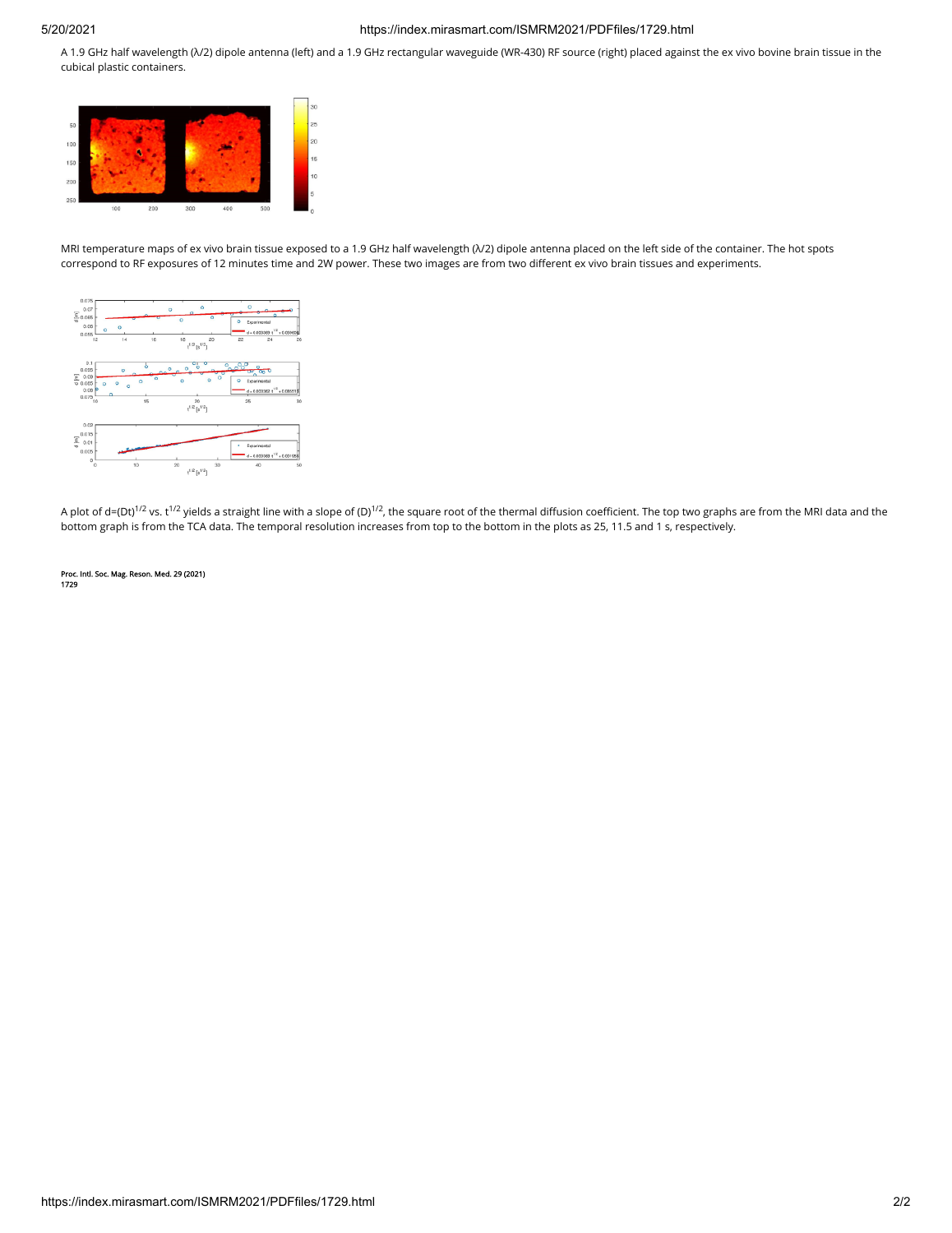A 1.9 GHz half wavelength (λ/2) dipole antenna (left) and a 1.9 GHz rectangular waveguide (WR-430) RF source (right) placed against the ex vivo bovine brain tissue in the cubical plastic containers.

MRI temperature maps of ex vivo brain tissue exposed to a 1.9 GHz half wavelength (λ/2) dipole antenna placed on the left side of the container. The hot spots correspond to RF exposures of 12 minutes time and 2W power. These two images are from two different ex vivo brain tissues and experiments.

A plot of $d=(Dt)^{1/2}$ vs. $t^{1/2}$ yields a straight line with a slope of $(D)^{1/2}$, the square root of the thermal diffusion coefficient. The top two graphs are from the MRI data and the bottom graph is from the TCA data. The temporal resolution increases from top to the bottom in the plots as 25, 11.5 and 1 s, respectively.

**Proc. Intl. Soc. Mag. Reson. Med. 29 (2021)**
**1729**